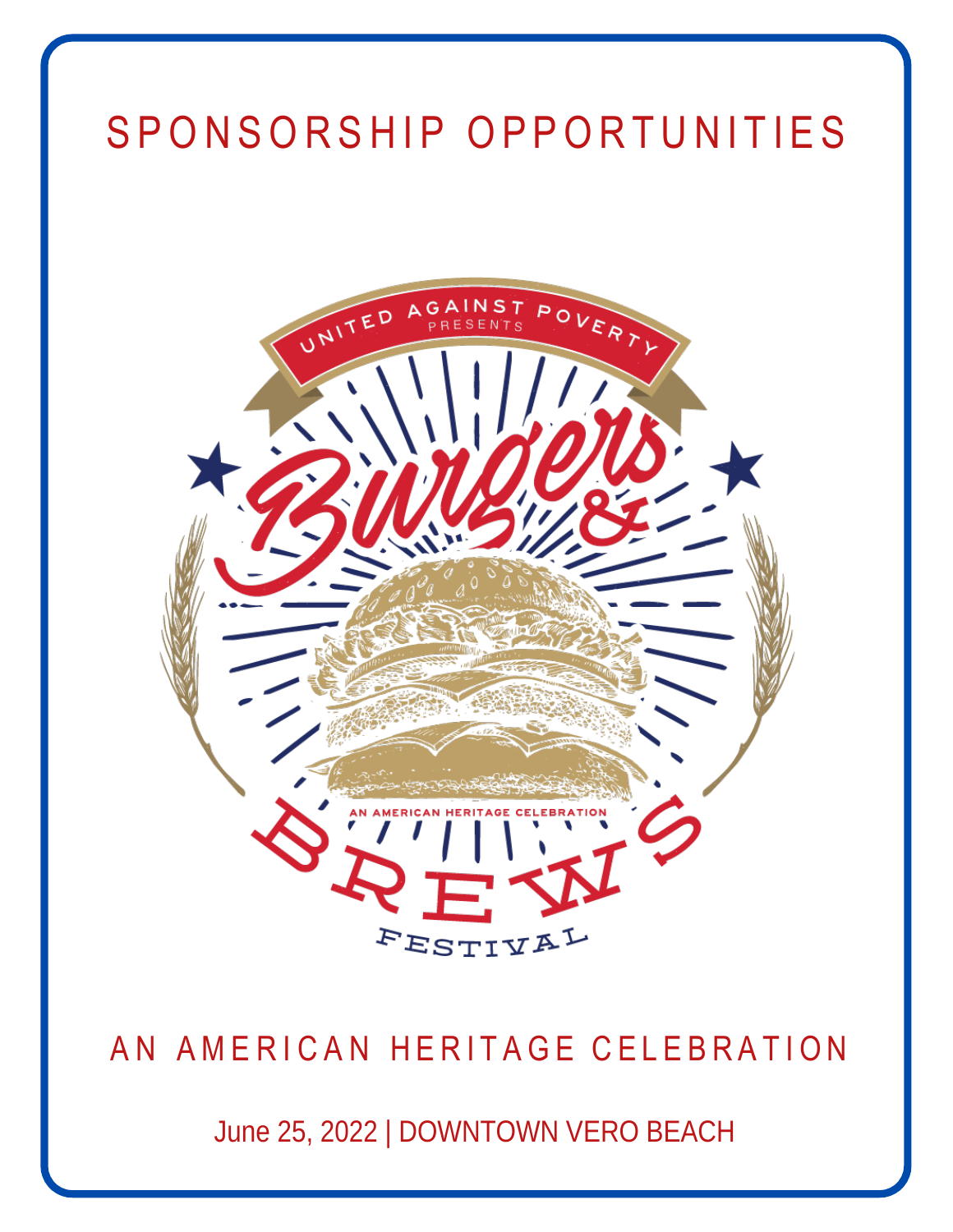# SPONSORSHIP OPPORTUNITIES

UNITED AGAINST POVERTY PRESENTS

Burgers & BREWS FESTIVAL

AN AMERICAN HERITAGE CELEBRATION

## AN AMERICAN HERITAGE CELEBRATION

June 25, 2022 | DOWNTOWN VERO BEACH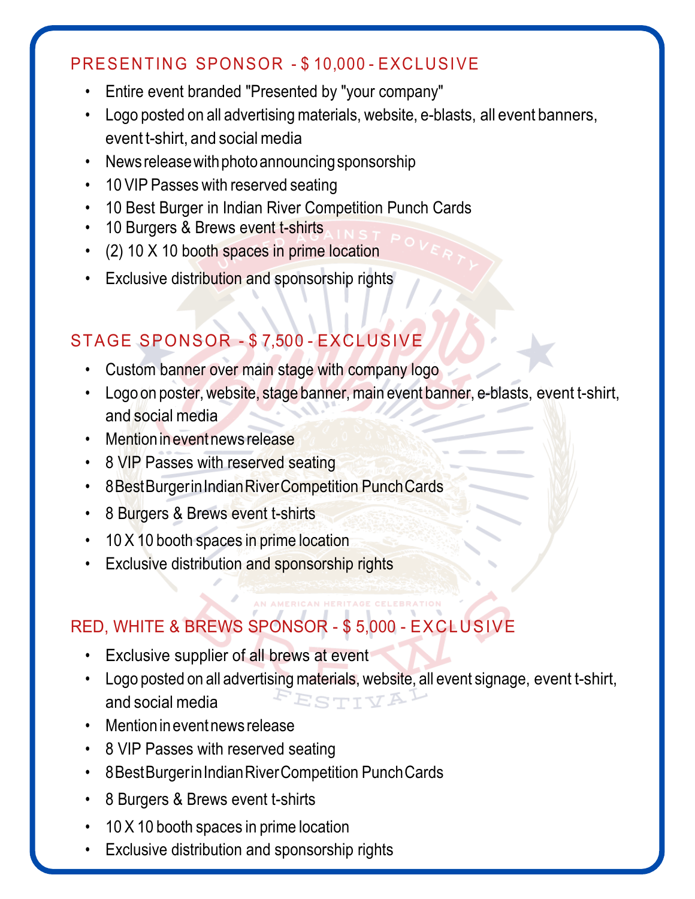## PRESENTING SPONSOR - $ 10,000 - EXCLUSIVE

- Entire event branded "Presented by "your company"
- Logo posted on all advertising materials, website, e-blasts, all event banners, event t-shirt, and social media
- News release with photo announcing sponsorship
- 10 VIP Passes with reserved seating
- 10 Best Burger in Indian River Competition Punch Cards
- 10 Burgers & Brews event t-shirts
- (2) 10 X 10 booth spaces in prime location
- Exclusive distribution and sponsorship rights

## STAGE SPONSOR - $ 7,500 - EXCLUSIVE

- Custom banner over main stage with company logo
- Logo on poster, website, stage banner, main event banner, e-blasts, event t-shirt, and social media
- Mention in event news release
- 8 VIP Passes with reserved seating
- 8 Best Burger in Indian River Competition Punch Cards
- 8 Burgers & Brews event t-shirts
- 10 X 10 booth spaces in prime location
- Exclusive distribution and sponsorship rights

## RED, WHITE & BREWS SPONSOR - $ 5,000 - EXCLUSIVE

- Exclusive supplier of all brews at event
- Logo posted on all advertising materials, website, all event signage, event t-shirt, and social media
- Mention in event news release
- 8 VIP Passes with reserved seating
- 8 Best Burger in Indian River Competition Punch Cards
- 8 Burgers & Brews event t-shirts
- 10 X 10 booth spaces in prime location
- Exclusive distribution and sponsorship rights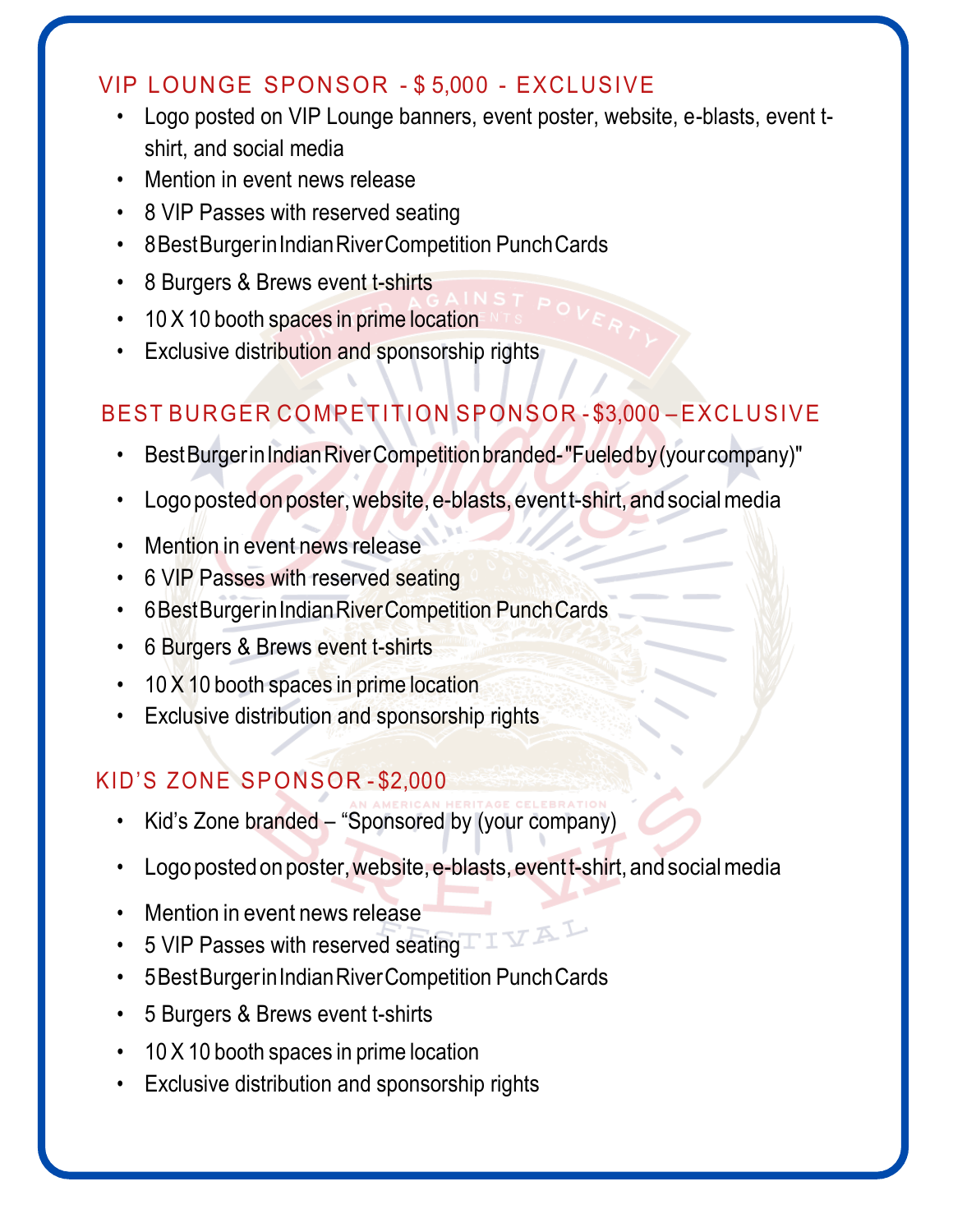## VIP LOUNGE SPONSOR - $ 5,000 - EXCLUSIVE

- Logo posted on VIP Lounge banners, event poster, website, e-blasts, event t-shirt, and social media
- Mention in event news release
- 8 VIP Passes with reserved seating
- 8 Best Burger in Indian River Competition Punch Cards
- 8 Burgers & Brews event t-shirts
- 10 X 10 booth spaces in prime location
- Exclusive distribution and sponsorship rights

## BEST BURGER COMPETITION SPONSOR - $3,000 – EXCLUSIVE

- Best Burger in Indian River Competition branded- "Fueled by (your company)"
- Logo posted on poster, website, e-blasts, event t-shirt, and social media
- Mention in event news release
- 6 VIP Passes with reserved seating
- 6 Best Burger in Indian River Competition Punch Cards
- 6 Burgers & Brews event t-shirts
- 10 X 10 booth spaces in prime location
- Exclusive distribution and sponsorship rights

## KID'S ZONE SPONSOR - $2,000

- Kid's Zone branded – "Sponsored by (your company)
- Logo posted on poster, website, e-blasts, event t-shirt, and social media
- Mention in event news release
- 5 VIP Passes with reserved seating
- 5 Best Burger in Indian River Competition Punch Cards
- 5 Burgers & Brews event t-shirts
- 10 X 10 booth spaces in prime location
- Exclusive distribution and sponsorship rights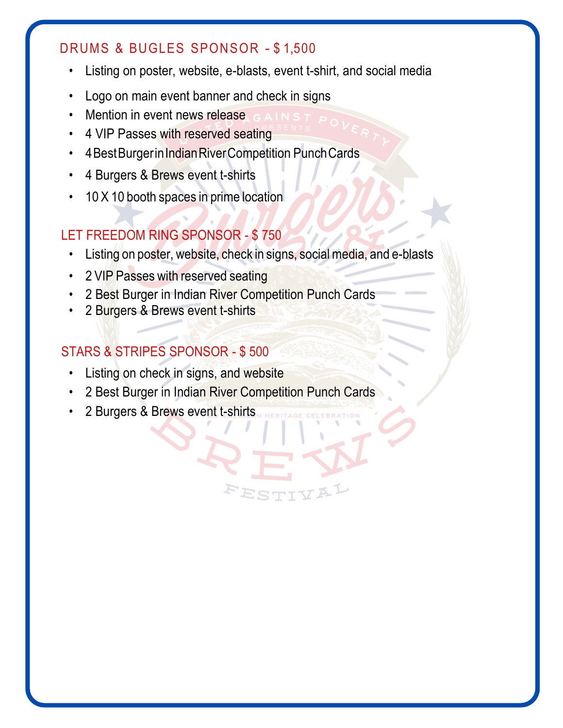## DRUMS & BUGLES SPONSOR - $ 1,500

- Listing on poster, website, e-blasts, event t-shirt, and social media
- Logo on main event banner and check in signs
- Mention in event news release
- 4 VIP Passes with reserved seating
- 4 Best Burger in Indian River Competition Punch Cards
- 4 Burgers & Brews event t-shirts
- 10 X 10 booth spaces in prime location

## LET FREEDOM RING SPONSOR - $ 750

- Listing on poster, website, check in signs, social media, and e-blasts
- 2 VIP Passes with reserved seating
- 2 Best Burger in Indian River Competition Punch Cards
- 2 Burgers & Brews event t-shirts

## STARS & STRIPES SPONSOR - $ 500

- Listing on check in signs, and website
- 2 Best Burger in Indian River Competition Punch Cards
- 2 Burgers & Brews event t-shirts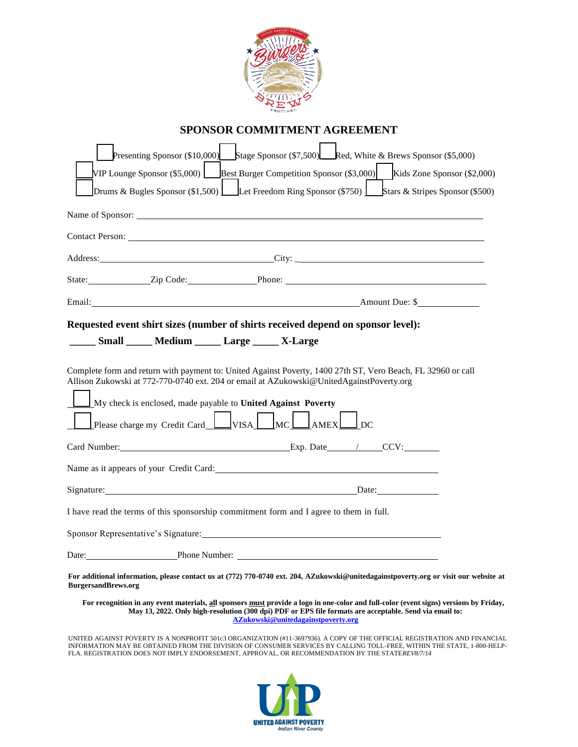## SPONSOR COMMITMENT AGREEMENT

☐ Presenting Sponsor ($10,000) ☐ Stage Sponsor ($7,500) ☐ Red, White & Brews Sponsor ($5,000)

☐ VIP Lounge Sponsor ($5,000) ☐ Best Burger Competition Sponsor ($3,000) ☐ Kids Zone Sponsor ($2,000)

☐ Drums & Bugles Sponsor ($1,500) ☐ Let Freedom Ring Sponsor ($750) ☐ Stars & Stripes Sponsor ($500)

Name of Sponsor: ______________________________

Contact Person: ______________________________

Address: ______________________________ City: ______________________________

State: ____________ Zip Code: ____________ Phone: ______________________________

Email: ______________________________ Amount Due: $____________

**Requested event shirt sizes (number of shirts received depend on sponsor level):**

**_____ Small _____ Medium _____ Large _____ X-Large**

Complete form and return with payment to: United Against Poverty, 1400 27th ST, Vero Beach, FL 32960 or call Allison Zukowski at 772-770-0740 ext. 204 or email at AZukowski@UnitedAgainstPoverty.org

☐ My check is enclosed, made payable to **United Against Poverty**

☐ Please charge my Credit Card ☐ VISA ☐ MC ☐ AMEX ☐ DC

Card Number: ______________________________ Exp. Date ____/____ CCV: ________

Name as it appears of your Credit Card: ______________________________

Signature: ______________________________ Date: ____________

I have read the terms of this sponsorship commitment form and I agree to them in full.

Sponsor Representative's Signature: ______________________________

Date: ____________ Phone Number: ______________________________

**For additional information, please contact us at (772) 770-0740 ext. 204, AZukowski@unitedagainstpoverty.org or visit our website at BurgersandBrews.org**

**For recognition in any event materials, <u>all</u> sponsors <u>must</u> provide a logo in one-color and full-color (event signs) versions by Friday, May 13, 2022. Only high-resolution (300 dpi) PDF or EPS file formats are acceptable. Send via email to: AZukowski@unitedagainstpoverty.org**

UNITED AGAINST POVERTY IS A NONPROFIT 501c3 ORGANIZATION (#11-3697936). A COPY OF THE OFFICIAL REGISTRATION AND FINANCIAL INFORMATION MAY BE OBTAINED FROM THE DIVISION OF CONSUMER SERVICES BY CALLING TOLL-FREE, WITHIN THE STATE, 1-800-HELP-FLA. REGISTRATION DOES NOT IMPLY ENDORSEMENT, APPROVAL, OR RECOMMENDATION BY THE STATE *REV8/7/14*

UNITED AGAINST POVERTY
*Indian River County*